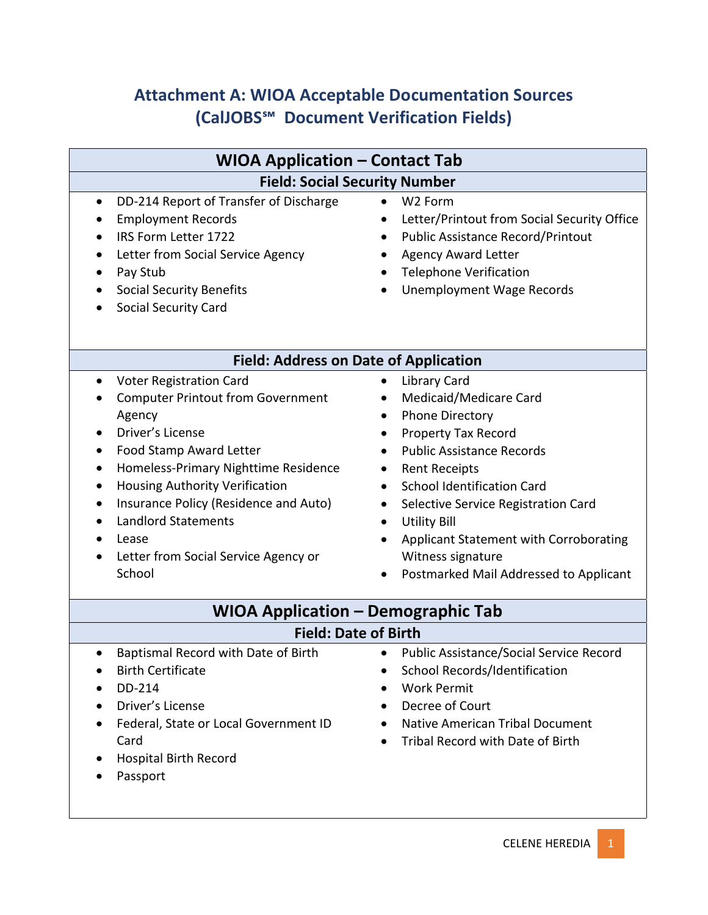# Attachment A: WIOA Acceptable Documentation Sources (CalJOBS℠ Document Verification Fields)

## WIOA Application – Contact Tab

### Field: Social Security Number

- DD-214 Report of Transfer of Discharge
- Employment Records
- IRS Form Letter 1722
- Letter from Social Service Agency
- Pay Stub
- Social Security Benefits
- Social Security Card
- W2 Form
- Letter/Printout from Social Security Office
- Public Assistance Record/Printout
- Agency Award Letter
- Telephone Verification
- Unemployment Wage Records

### Field: Address on Date of Application

- Voter Registration Card
- Computer Printout from Government Agency
- Driver's License
- Food Stamp Award Letter
- Homeless-Primary Nighttime Residence
- Housing Authority Verification
- Insurance Policy (Residence and Auto)
- Landlord Statements
- Lease
- Letter from Social Service Agency or School
- Library Card
- Medicaid/Medicare Card
- Phone Directory
- Property Tax Record
- Public Assistance Records
- Rent Receipts
- School Identification Card
- Selective Service Registration Card
- Utility Bill
- Applicant Statement with Corroborating Witness signature
- Postmarked Mail Addressed to Applicant

## WIOA Application – Demographic Tab

### Field: Date of Birth

- Baptismal Record with Date of Birth
- Birth Certificate
- DD-214
- Driver's License
- Federal, State or Local Government ID Card
- Hospital Birth Record
- Passport
- Public Assistance/Social Service Record
- School Records/Identification
- Work Permit
- Decree of Court
- Native American Tribal Document
- Tribal Record with Date of Birth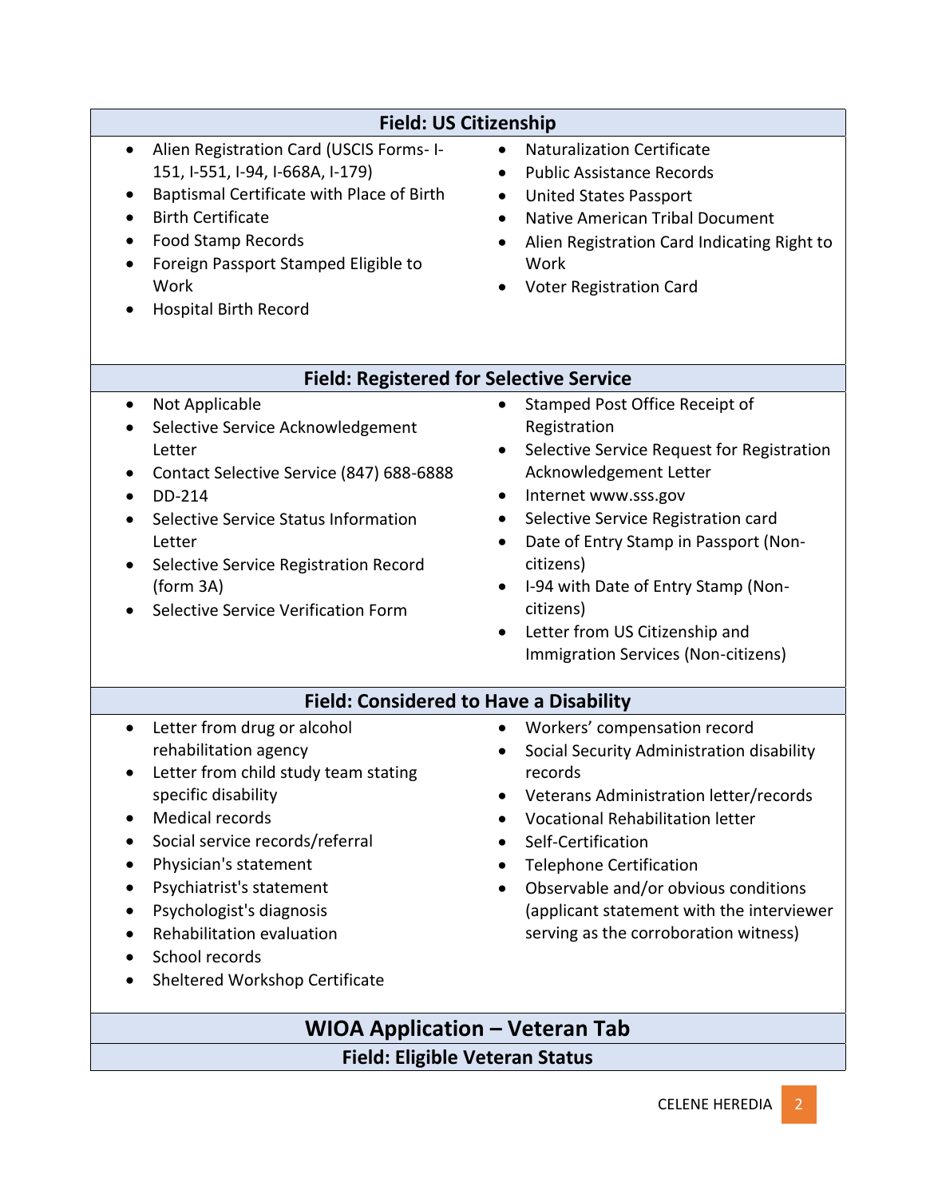## Field: US Citizenship

- Alien Registration Card (USCIS Forms- I-151, I-551, I-94, I-668A, I-179)
- Baptismal Certificate with Place of Birth
- Birth Certificate
- Food Stamp Records
- Foreign Passport Stamped Eligible to Work
- Hospital Birth Record
- Naturalization Certificate
- Public Assistance Records
- United States Passport
- Native American Tribal Document
- Alien Registration Card Indicating Right to Work
- Voter Registration Card

## Field: Registered for Selective Service

- Not Applicable
- Selective Service Acknowledgement Letter
- Contact Selective Service (847) 688-6888
- DD-214
- Selective Service Status Information Letter
- Selective Service Registration Record (form 3A)
- Selective Service Verification Form
- Stamped Post Office Receipt of Registration
- Selective Service Request for Registration Acknowledgement Letter
- Internet www.sss.gov
- Selective Service Registration card
- Date of Entry Stamp in Passport (Non-citizens)
- I-94 with Date of Entry Stamp (Non-citizens)
- Letter from US Citizenship and Immigration Services (Non-citizens)

## Field: Considered to Have a Disability

- Letter from drug or alcohol rehabilitation agency
- Letter from child study team stating specific disability
- Medical records
- Social service records/referral
- Physician's statement
- Psychiatrist's statement
- Psychologist's diagnosis
- Rehabilitation evaluation
- School records
- Sheltered Workshop Certificate
- Workers' compensation record
- Social Security Administration disability records
- Veterans Administration letter/records
- Vocational Rehabilitation letter
- Self-Certification
- Telephone Certification
- Observable and/or obvious conditions (applicant statement with the interviewer serving as the corroboration witness)

# WIOA Application – Veteran Tab

## Field: Eligible Veteran Status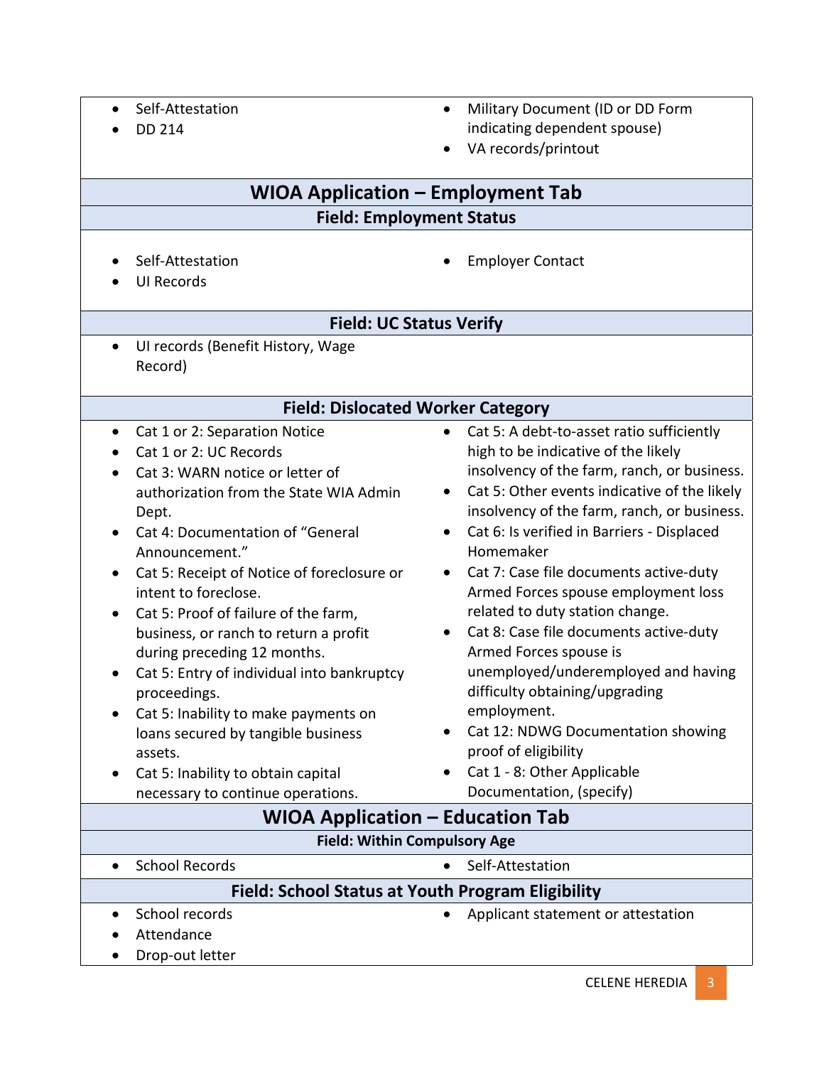- Self-Attestation
- DD 214
- Military Document (ID or DD Form indicating dependent spouse)
- VA records/printout

## WIOA Application – Employment Tab

### Field: Employment Status

- Self-Attestation
- UI Records
- Employer Contact

### Field: UC Status Verify

- UI records (Benefit History, Wage Record)

### Field: Dislocated Worker Category

- Cat 1 or 2: Separation Notice
- Cat 1 or 2: UC Records
- Cat 3: WARN notice or letter of authorization from the State WIA Admin Dept.
- Cat 4: Documentation of "General Announcement."
- Cat 5: Receipt of Notice of foreclosure or intent to foreclose.
- Cat 5: Proof of failure of the farm, business, or ranch to return a profit during preceding 12 months.
- Cat 5: Entry of individual into bankruptcy proceedings.
- Cat 5: Inability to make payments on loans secured by tangible business assets.
- Cat 5: Inability to obtain capital necessary to continue operations.
- Cat 5: A debt-to-asset ratio sufficiently high to be indicative of the likely insolvency of the farm, ranch, or business.
- Cat 5: Other events indicative of the likely insolvency of the farm, ranch, or business.
- Cat 6: Is verified in Barriers - Displaced Homemaker
- Cat 7: Case file documents active-duty Armed Forces spouse employment loss related to duty station change.
- Cat 8: Case file documents active-duty Armed Forces spouse is unemployed/underemployed and having difficulty obtaining/upgrading employment.
- Cat 12: NDWG Documentation showing proof of eligibility
- Cat 1 - 8: Other Applicable Documentation, (specify)

## WIOA Application – Education Tab

### Field: Within Compulsory Age

- School Records
- Self-Attestation

### Field: School Status at Youth Program Eligibility

- School records
- Attendance
- Drop-out letter
- Applicant statement or attestation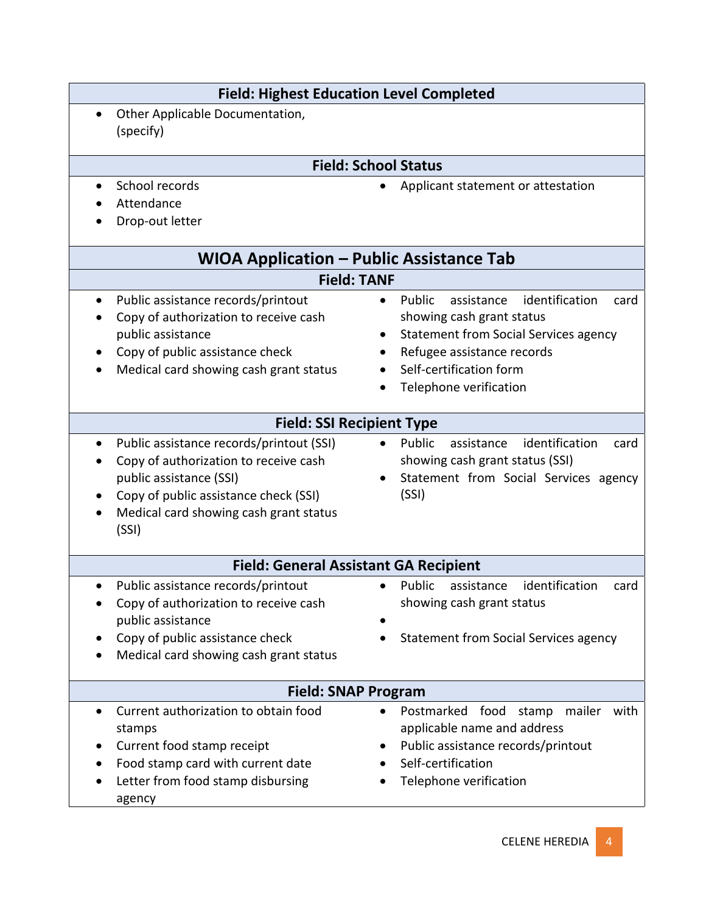**Field: Highest Education Level Completed**

- Other Applicable Documentation, (specify)

**Field: School Status**

- School records
- Attendance
- Drop-out letter
- Applicant statement or attestation

## WIOA Application – Public Assistance Tab

**Field: TANF**

- Public assistance records/printout
- Copy of authorization to receive cash public assistance
- Copy of public assistance check
- Medical card showing cash grant status
- Public assistance identification card showing cash grant status
- Statement from Social Services agency
- Refugee assistance records
- Self-certification form
- Telephone verification

**Field: SSI Recipient Type**

- Public assistance records/printout (SSI)
- Copy of authorization to receive cash public assistance (SSI)
- Copy of public assistance check (SSI)
- Medical card showing cash grant status (SSI)
- Public assistance identification card showing cash grant status (SSI)
- Statement from Social Services agency (SSI)

**Field: General Assistant GA Recipient**

- Public assistance records/printout
- Copy of authorization to receive cash public assistance
- Copy of public assistance check
- Medical card showing cash grant status
- Public assistance identification card showing cash grant status
- 
- Statement from Social Services agency

**Field: SNAP Program**

- Current authorization to obtain food stamps
- Current food stamp receipt
- Food stamp card with current date
- Letter from food stamp disbursing agency
- Postmarked food stamp mailer with applicable name and address
- Public assistance records/printout
- Self-certification
- Telephone verification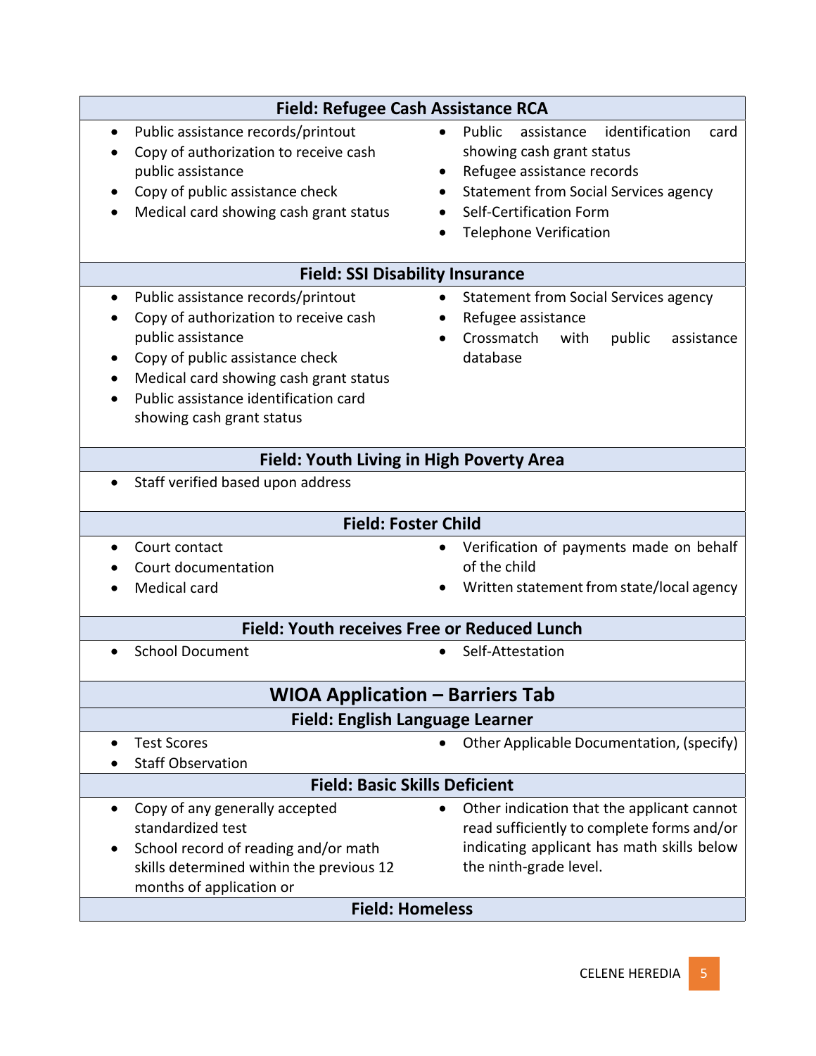### Field: Refugee Cash Assistance RCA

- Public assistance records/printout
- Copy of authorization to receive cash public assistance
- Copy of public assistance check
- Medical card showing cash grant status
- Public assistance identification card showing cash grant status
- Refugee assistance records
- Statement from Social Services agency
- Self-Certification Form
- Telephone Verification

### Field: SSI Disability Insurance

- Public assistance records/printout
- Copy of authorization to receive cash public assistance
- Copy of public assistance check
- Medical card showing cash grant status
- Public assistance identification card showing cash grant status
- Statement from Social Services agency
- Refugee assistance
- Crossmatch with public assistance database

### Field: Youth Living in High Poverty Area

- Staff verified based upon address

### Field: Foster Child

- Court contact
- Court documentation
- Medical card
- Verification of payments made on behalf of the child
- Written statement from state/local agency

### Field: Youth receives Free or Reduced Lunch

- School Document
- Self-Attestation

## WIOA Application – Barriers Tab

### Field: English Language Learner

- Test Scores
- Staff Observation
- Other Applicable Documentation, (specify)

### Field: Basic Skills Deficient

- Copy of any generally accepted standardized test
- School record of reading and/or math skills determined within the previous 12 months of application or
- Other indication that the applicant cannot read sufficiently to complete forms and/or indicating applicant has math skills below the ninth-grade level.

### Field: Homeless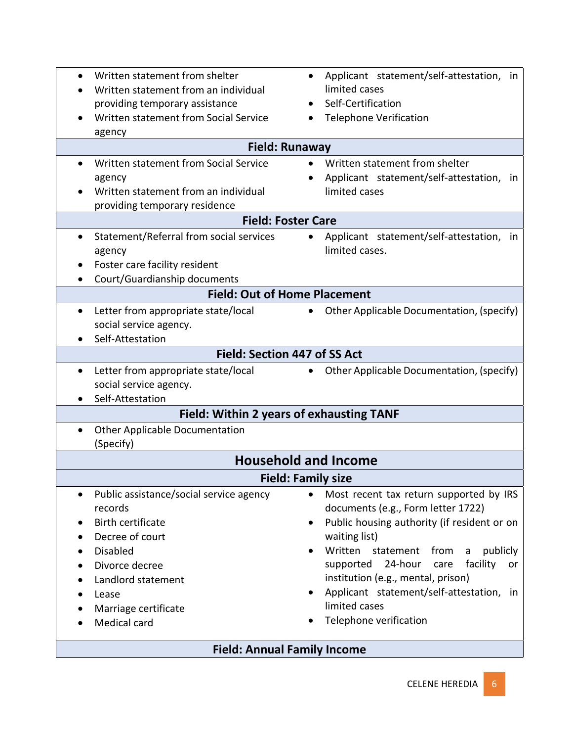- Written statement from shelter
- Written statement from an individual providing temporary assistance
- Written statement from Social Service agency
- Applicant statement/self-attestation, in limited cases
- Self-Certification
- Telephone Verification

**Field: Runaway**

- Written statement from Social Service agency
- Written statement from an individual providing temporary residence
- Written statement from shelter
- Applicant statement/self-attestation, in limited cases

**Field: Foster Care**

- Statement/Referral from social services agency
- Foster care facility resident
- Court/Guardianship documents
- Applicant statement/self-attestation, in limited cases.

**Field: Out of Home Placement**

- Letter from appropriate state/local social service agency.
- Self-Attestation
- Other Applicable Documentation, (specify)

**Field: Section 447 of SS Act**

- Letter from appropriate state/local social service agency.
- Self-Attestation
- Other Applicable Documentation, (specify)

**Field: Within 2 years of exhausting TANF**

- Other Applicable Documentation (Specify)

## Household and Income

**Field: Family size**

- Public assistance/social service agency records
- Birth certificate
- Decree of court
- Disabled
- Divorce decree
- Landlord statement
- Lease
- Marriage certificate
- Medical card
- Most recent tax return supported by IRS documents (e.g., Form letter 1722)
- Public housing authority (if resident or on waiting list)
- Written statement from a publicly supported 24-hour care facility or institution (e.g., mental, prison)
- Applicant statement/self-attestation, in limited cases
- Telephone verification

**Field: Annual Family Income**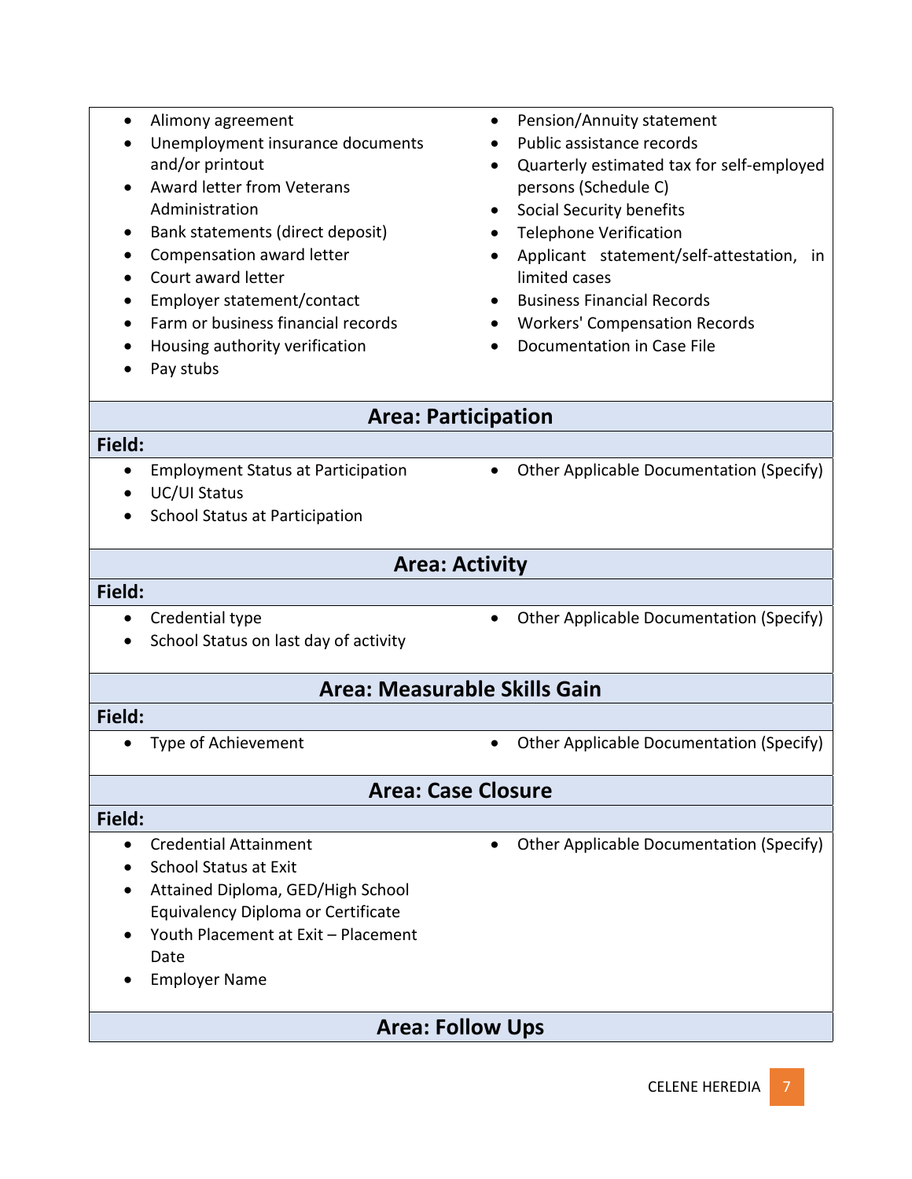- Alimony agreement
- Unemployment insurance documents and/or printout
- Award letter from Veterans Administration
- Bank statements (direct deposit)
- Compensation award letter
- Court award letter
- Employer statement/contact
- Farm or business financial records
- Housing authority verification
- Pay stubs
- Pension/Annuity statement
- Public assistance records
- Quarterly estimated tax for self-employed persons (Schedule C)
- Social Security benefits
- Telephone Verification
- Applicant statement/self-attestation, in limited cases
- Business Financial Records
- Workers' Compensation Records
- Documentation in Case File

## Area: Participation

**Field:**

- Employment Status at Participation
- UC/UI Status
- School Status at Participation
- Other Applicable Documentation (Specify)

## Area: Activity

**Field:**

- Credential type
- School Status on last day of activity
- Other Applicable Documentation (Specify)

## Area: Measurable Skills Gain

**Field:**

- Type of Achievement
- Other Applicable Documentation (Specify)

## Area: Case Closure

**Field:**

- Credential Attainment
- School Status at Exit
- Attained Diploma, GED/High School Equivalency Diploma or Certificate
- Youth Placement at Exit – Placement Date
- Employer Name
- Other Applicable Documentation (Specify)

## Area: Follow Ups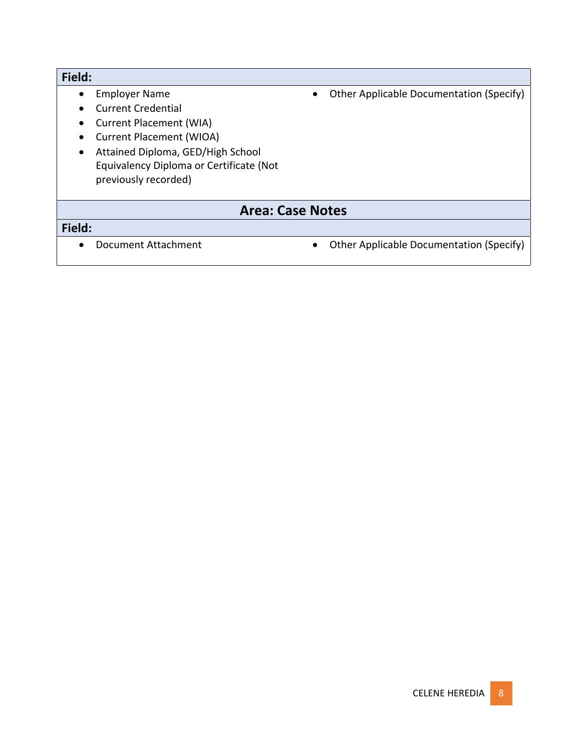**Field:**

- Employer Name
- Current Credential
- Current Placement (WIA)
- Current Placement (WIOA)
- Attained Diploma, GED/High School Equivalency Diploma or Certificate (Not previously recorded)
- Other Applicable Documentation (Specify)

## Area: Case Notes

**Field:**

- Document Attachment
- Other Applicable Documentation (Specify)